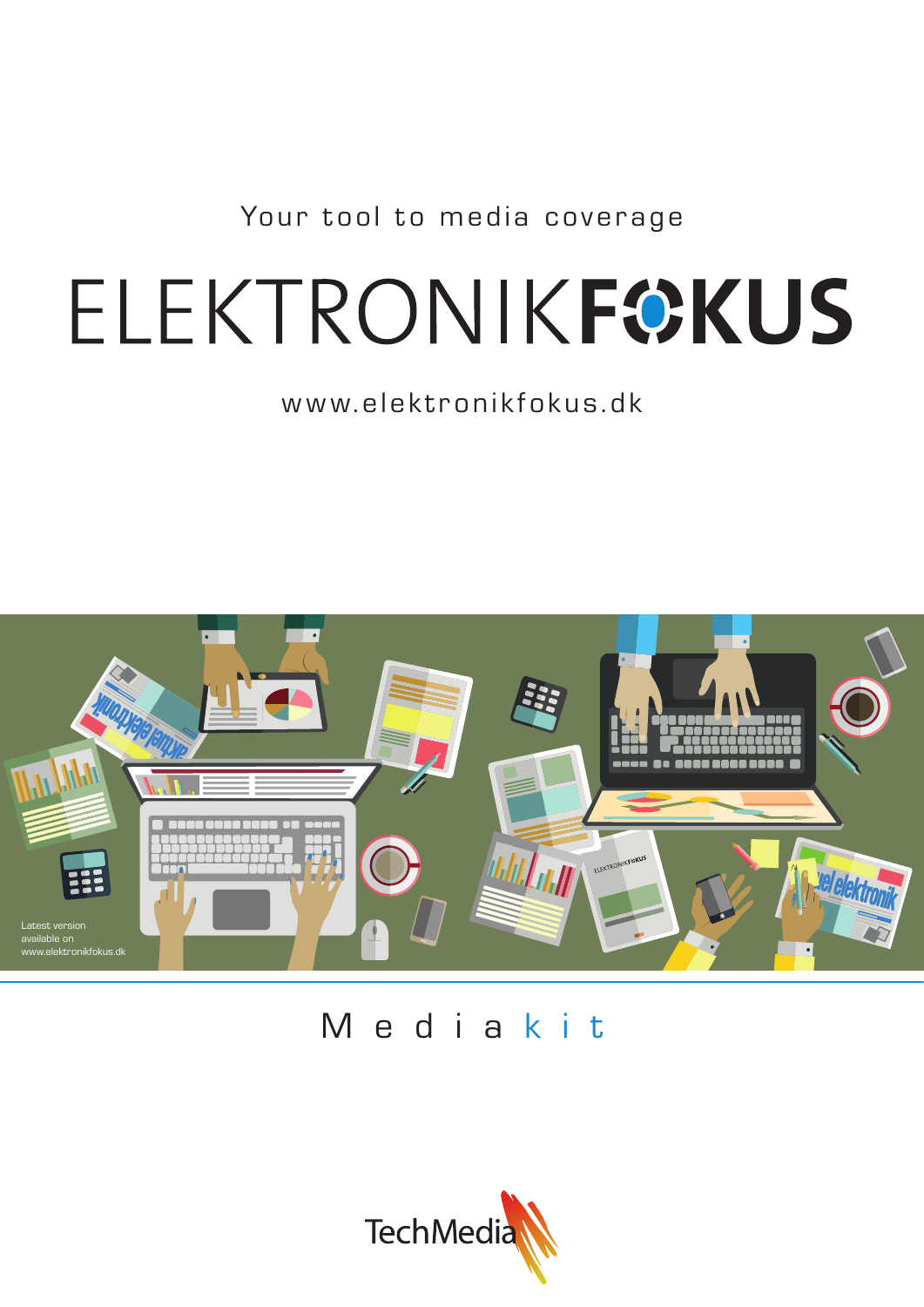Your tool to media coverage

# ELEKTRONIKFOKUS

www.elektronikfokus.dk

Latest version available on www.elektronikfokus.dk

## Media kit

TechMedia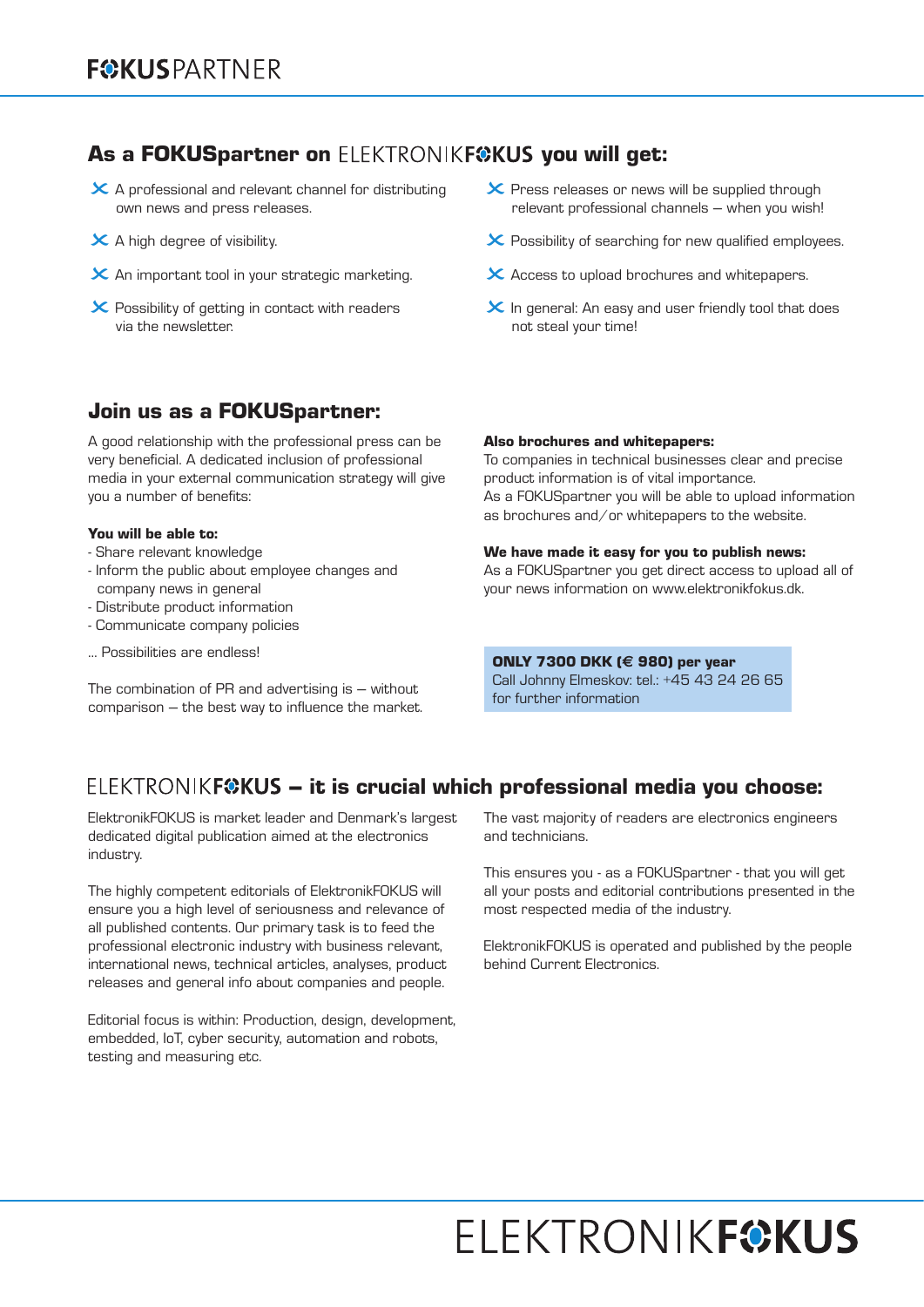# FOKUSPARTNER

## As a FOKUSpartner on ELEKTRONIKFOKUS you will get:

- A professional and relevant channel for distributing own news and press releases.
- A high degree of visibility.
- An important tool in your strategic marketing.
- Possibility of getting in contact with readers via the newsletter.
- Press releases or news will be supplied through relevant professional channels – when you wish!
- Possibility of searching for new qualified employees.
- Access to upload brochures and whitepapers.
- In general: An easy and user friendly tool that does not steal your time!

## Join us as a FOKUSpartner:

A good relationship with the professional press can be very beneficial. A dedicated inclusion of professional media in your external communication strategy will give you a number of benefits:

**You will be able to:**

- Share relevant knowledge
- Inform the public about employee changes and company news in general
- Distribute product information
- Communicate company policies

... Possibilities are endless!

The combination of PR and advertising is – without comparison – the best way to influence the market.

**Also brochures and whitepapers:**
To companies in technical businesses clear and precise product information is of vital importance.
As a FOKUSpartner you will be able to upload information as brochures and/or whitepapers to the website.

**We have made it easy for you to publish news:**
As a FOKUSpartner you get direct access to upload all of your news information on www.elektronikfokus.dk.

**ONLY 7300 DKK (€ 980) per year**
Call Johnny Elmeskov: tel.: +45 43 24 26 65 for further information

## ELEKTRONIKFOKUS – it is crucial which professional media you choose:

ElektronikFOKUS is market leader and Denmark's largest dedicated digital publication aimed at the electronics industry.

The highly competent editorials of ElektronikFOKUS will ensure you a high level of seriousness and relevance of all published contents. Our primary task is to feed the professional electronic industry with business relevant, international news, technical articles, analyses, product releases and general info about companies and people.

Editorial focus is within: Production, design, development, embedded, IoT, cyber security, automation and robots, testing and measuring etc.

The vast majority of readers are electronics engineers and technicians.

This ensures you - as a FOKUSpartner - that you will get all your posts and editorial contributions presented in the most respected media of the industry.

ElektronikFOKUS is operated and published by the people behind Current Electronics.

ELEKTRONIKFOKUS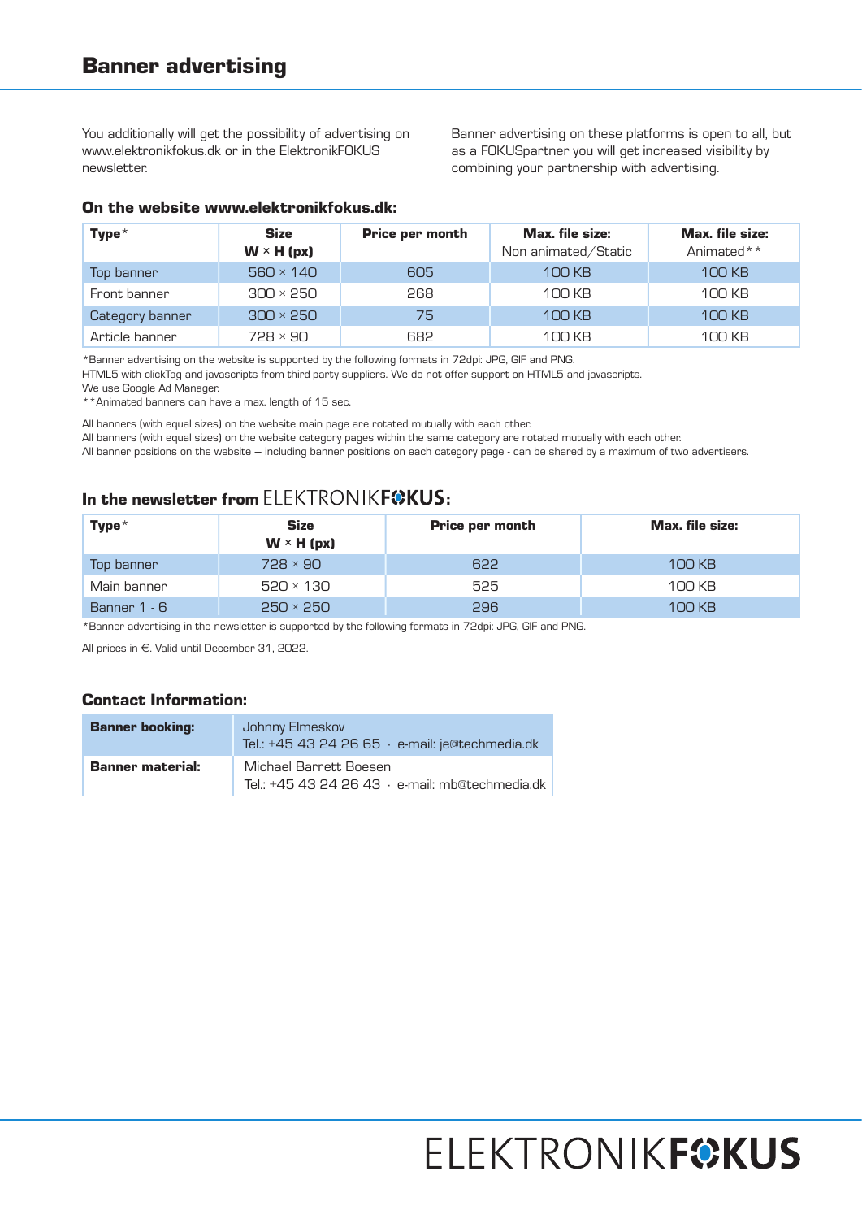# Banner advertising

You additionally will get the possibility of advertising on www.elektronikfokus.dk or in the ElektronikFOKUS newsletter.

Banner advertising on these platforms is open to all, but as a FOKUSpartner you will get increased visibility by combining your partnership with advertising.

### On the website www.elektronikfokus.dk:

| Type* | Size W × H (px) | Price per month | Max. file size: Non animated/Static | Max. file size: Animated** |
|---|---|---|---|---|
| Top banner | 560 × 140 | 605 | 100 KB | 100 KB |
| Front banner | 300 × 250 | 268 | 100 KB | 100 KB |
| Category banner | 300 × 250 | 75 | 100 KB | 100 KB |
| Article banner | 728 × 90 | 682 | 100 KB | 100 KB |

*Banner advertising on the website is supported by the following formats in 72dpi: JPG, GIF and PNG.
HTML5 with clickTag and javascripts from third-party suppliers. We do not offer support on HTML5 and javascripts.
We use Google Ad Manager.
**Animated banners can have a max. length of 15 sec.

All banners (with equal sizes) on the website main page are rotated mutually with each other.
All banners (with equal sizes) on the website category pages within the same category are rotated mutually with each other.
All banner positions on the website – including banner positions on each category page - can be shared by a maximum of two advertisers.

### In the newsletter from ELEKTRONIKFOKUS:

| Type* | Size W × H (px) | Price per month | Max. file size: |
|---|---|---|---|
| Top banner | 728 × 90 | 622 | 100 KB |
| Main banner | 520 × 130 | 525 | 100 KB |
| Banner 1 - 6 | 250 × 250 | 296 | 100 KB |

*Banner advertising in the newsletter is supported by the following formats in 72dpi: JPG, GIF and PNG.

All prices in €. Valid until December 31, 2022.

### Contact Information:

| | |
|---|---|
| **Banner booking:** | Johnny Elmeskov<br>Tel.: +45 43 24 26 65 · e-mail: je@techmedia.dk |
| **Banner material:** | Michael Barrett Boesen<br>Tel.: +45 43 24 26 43 · e-mail: mb@techmedia.dk |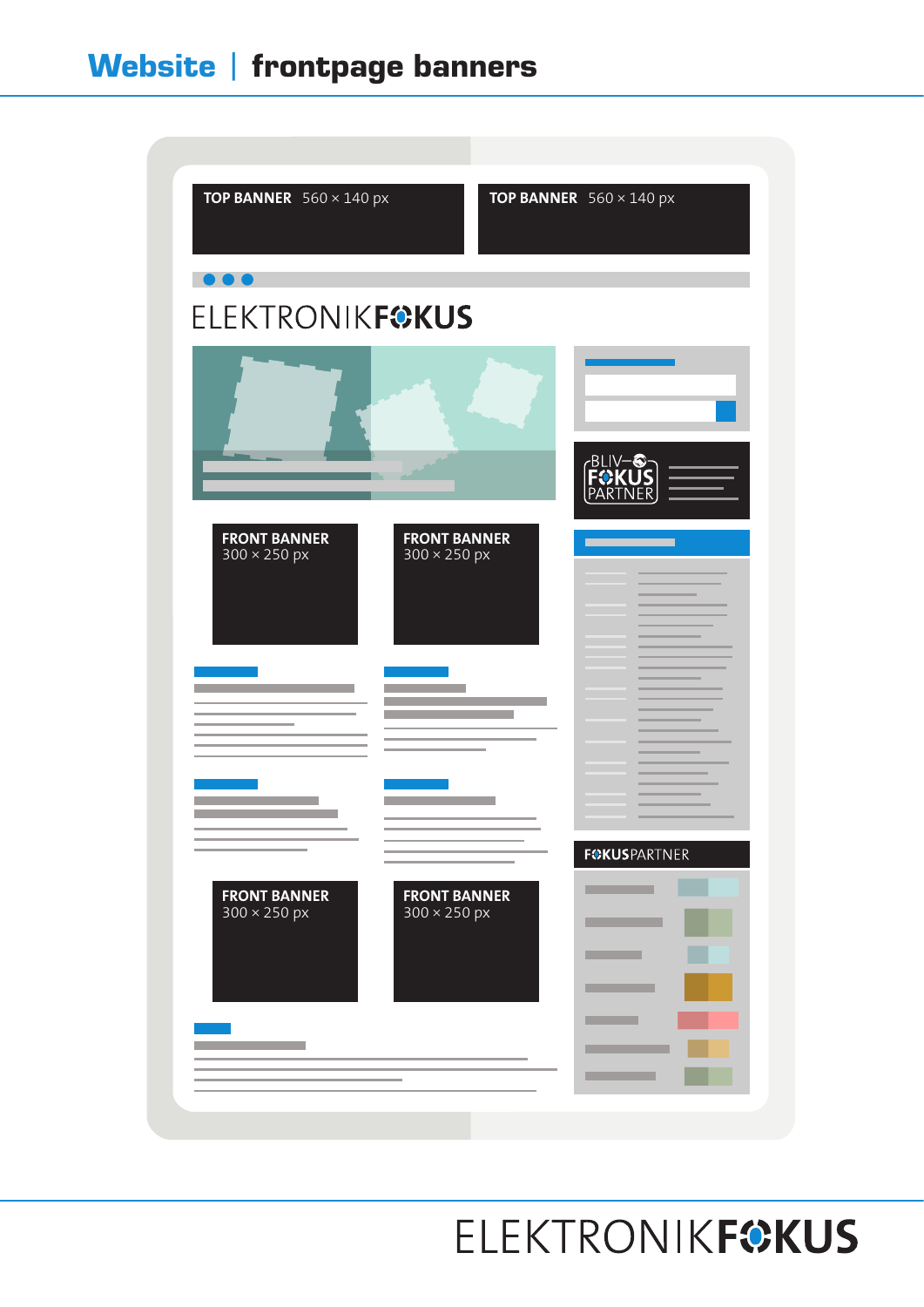# Website | frontpage banners

**TOP BANNER** 560 × 140 px

**TOP BANNER** 560 × 140 px

ELEKTRONIKFOKUS

**FRONT BANNER**
300 × 250 px

**FRONT BANNER**
300 × 250 px

BLIV FOKUS PARTNER

FOKUSPARTNER

**FRONT BANNER**
300 × 250 px

**FRONT BANNER**
300 × 250 px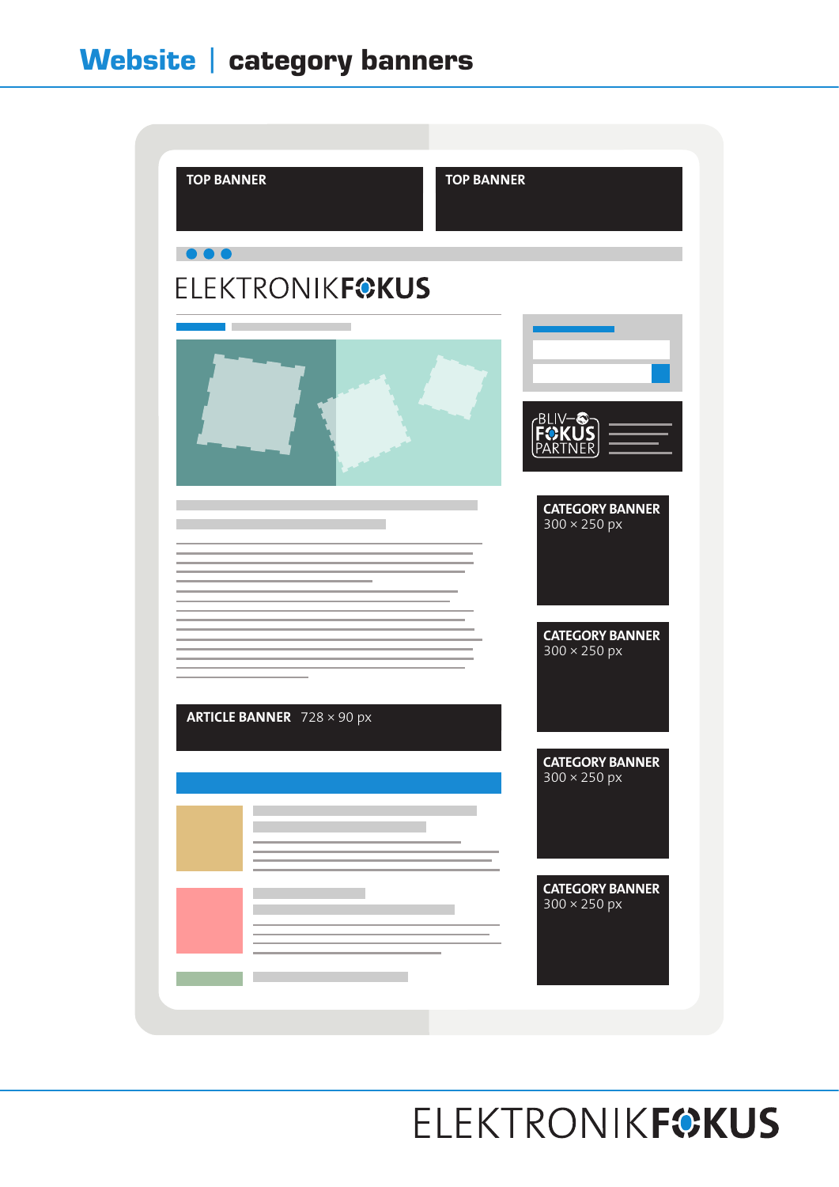# Website | category banners

TOP BANNER

TOP BANNER

ELEKTRONIKFOKUS

BLIV FOKUS PARTNER

CATEGORY BANNER 300 × 250 px

CATEGORY BANNER 300 × 250 px

ARTICLE BANNER 728 × 90 px

CATEGORY BANNER 300 × 250 px

CATEGORY BANNER 300 × 250 px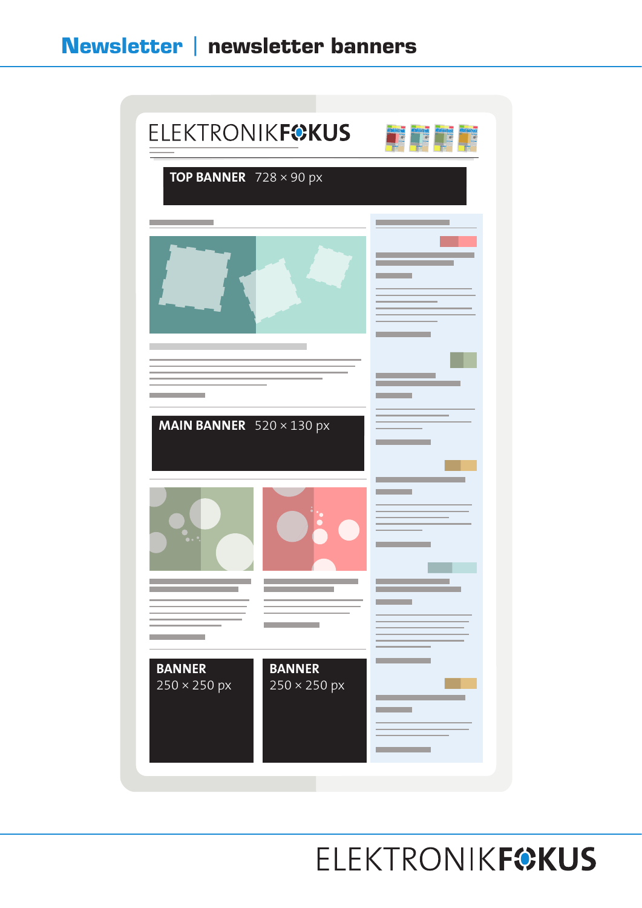# Newsletter | newsletter banners

ELEKTRONIKFOKUS

TOP BANNER 728 × 90 px

MAIN BANNER 520 × 130 px

BANNER
250 × 250 px

BANNER
250 × 250 px

ELEKTRONIKFOKUS